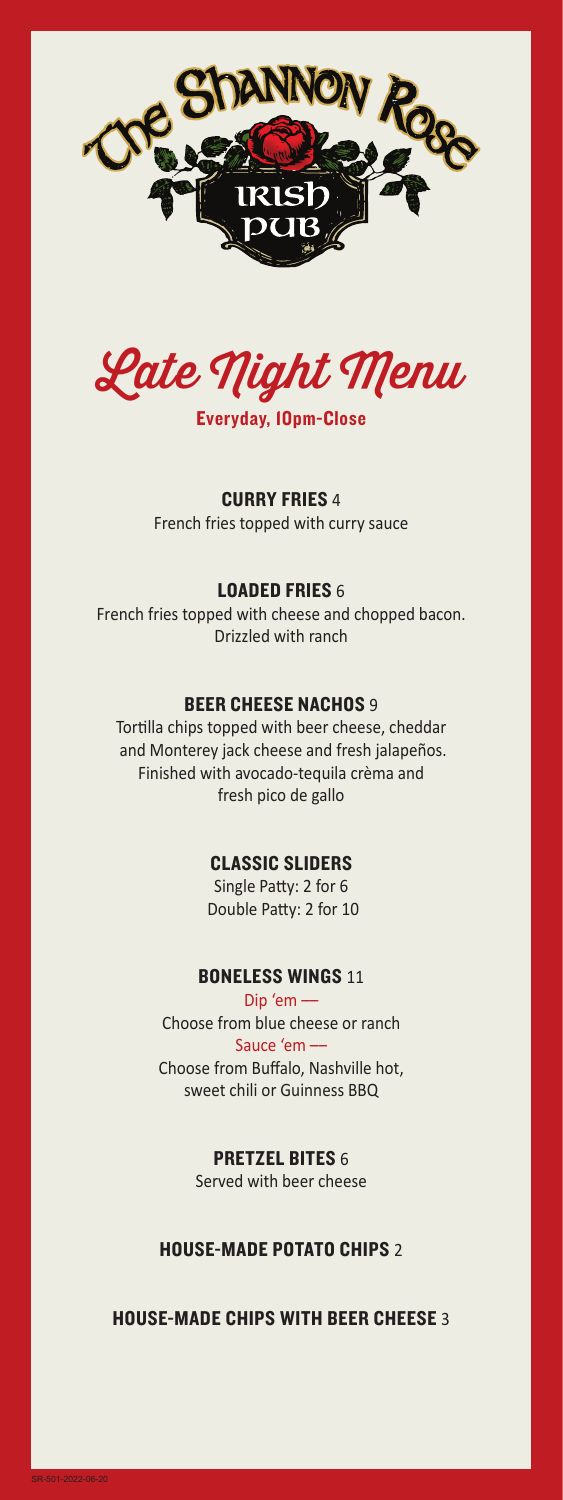The Shannon Rose Irish Pub

# Late Night Menu

**Everyday, 10pm-Close**

### CURRY FRIES 4

French fries topped with curry sauce

### LOADED FRIES 6

French fries topped with cheese and chopped bacon. Drizzled with ranch

### BEER CHEESE NACHOS 9

Tortilla chips topped with beer cheese, cheddar and Monterey jack cheese and fresh jalapeños. Finished with avocado-tequila crèma and fresh pico de gallo

### CLASSIC SLIDERS

Single Patty: 2 for 6
Double Patty: 2 for 10

### BONELESS WINGS 11

Dip 'em —
Choose from blue cheese or ranch
Sauce 'em —
Choose from Buffalo, Nashville hot, sweet chili or Guinness BBQ

### PRETZEL BITES 6

Served with beer cheese

### HOUSE-MADE POTATO CHIPS 2

### HOUSE-MADE CHIPS WITH BEER CHEESE 3

SR-501-2022-06-20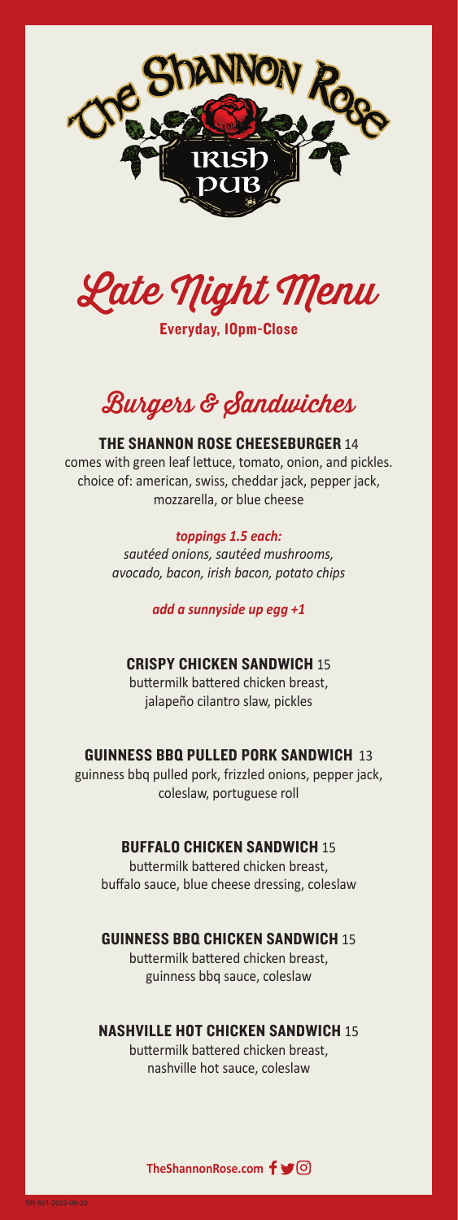# The Shannon Rose Irish Pub

# Late Night Menu

**Everyday, 10pm-Close**

## Burgers & Sandwiches

### THE SHANNON ROSE CHEESEBURGER 14

comes with green leaf lettuce, tomato, onion, and pickles. choice of: american, swiss, cheddar jack, pepper jack, mozzarella, or blue cheese

***toppings 1.5 each:***

*sautéed onions, sautéed mushrooms, avocado, bacon, irish bacon, potato chips*

***add a sunnyside up egg +1***

### CRISPY CHICKEN SANDWICH 15

buttermilk battered chicken breast, jalapeño cilantro slaw, pickles

### GUINNESS BBQ PULLED PORK SANDWICH 13

guinness bbq pulled pork, frizzled onions, pepper jack, coleslaw, portuguese roll

### BUFFALO CHICKEN SANDWICH 15

buttermilk battered chicken breast, buffalo sauce, blue cheese dressing, coleslaw

### GUINNESS BBQ CHICKEN SANDWICH 15

buttermilk battered chicken breast, guinness bbq sauce, coleslaw

### NASHVILLE HOT CHICKEN SANDWICH 15

buttermilk battered chicken breast, nashville hot sauce, coleslaw

**TheShannonRose.com**

SR-501-2022-06-20